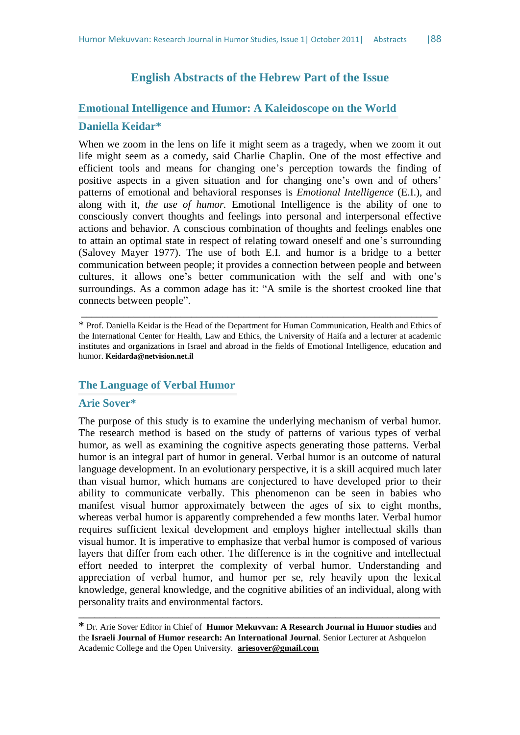# English Abstracts of the Hebrew Part of the Issue

## Emotional Intelligence and Humor: A Kaleidoscope on the World

### Daniella Keidar*

When we zoom in the lens on life it might seem as a tragedy, when we zoom it out life might seem as a comedy, said Charlie Chaplin. One of the most effective and efficient tools and means for changing one's perception towards the finding of positive aspects in a given situation and for changing one's own and of others' patterns of emotional and behavioral responses is *Emotional Intelligence* (E.I.), and along with it, *the use of humor.* Emotional Intelligence is the ability of one to consciously convert thoughts and feelings into personal and interpersonal effective actions and behavior. A conscious combination of thoughts and feelings enables one to attain an optimal state in respect of relating toward oneself and one's surrounding (Salovey Mayer 1977). The use of both E.I. and humor is a bridge to a better communication between people; it provides a connection between people and between cultures, it allows one's better communication with the self and with one's surroundings. As a common adage has it: "A smile is the shortest crooked line that connects between people".

---

* Prof. Daniella Keidar is the Head of the Department for Human Communication, Health and Ethics of the International Center for Health, Law and Ethics, the University of Haifa and a lecturer at academic institutes and organizations in Israel and abroad in the fields of Emotional Intelligence, education and humor. **Keidarda@netvision.net.il**

## The Language of Verbal Humor

### Arie Sover*

The purpose of this study is to examine the underlying mechanism of verbal humor. The research method is based on the study of patterns of various types of verbal humor, as well as examining the cognitive aspects generating those patterns. Verbal humor is an integral part of humor in general. Verbal humor is an outcome of natural language development. In an evolutionary perspective, it is a skill acquired much later than visual humor, which humans are conjectured to have developed prior to their ability to communicate verbally. This phenomenon can be seen in babies who manifest visual humor approximately between the ages of six to eight months, whereas verbal humor is apparently comprehended a few months later. Verbal humor requires sufficient lexical development and employs higher intellectual skills than visual humor. It is imperative to emphasize that verbal humor is composed of various layers that differ from each other. The difference is in the cognitive and intellectual effort needed to interpret the complexity of verbal humor. Understanding and appreciation of verbal humor, and humor per se, rely heavily upon the lexical knowledge, general knowledge, and the cognitive abilities of an individual, along with personality traits and environmental factors.

---

* Dr. Arie Sover Editor in Chief of **Humor Mekuvvan: A Research Journal in Humor studies** and the **Israeli Journal of Humor research: An International Journal**. Senior Lecturer at Ashquelon Academic College and the Open University. **ariesover@gmail.com**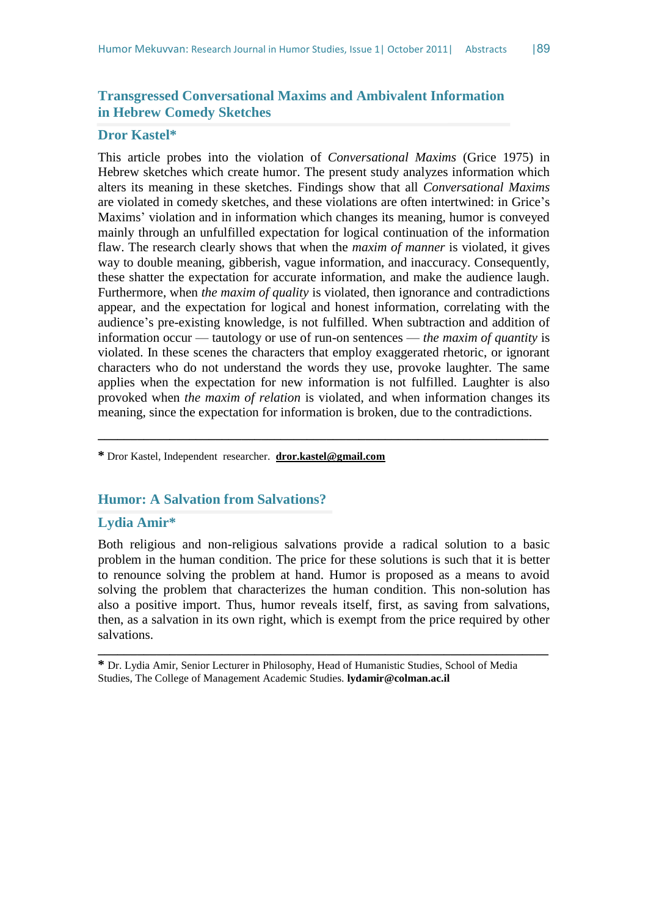## Transgressed Conversational Maxims and Ambivalent Information in Hebrew Comedy Sketches

### Dror Kastel*

This article probes into the violation of *Conversational Maxims* (Grice 1975) in Hebrew sketches which create humor. The present study analyzes information which alters its meaning in these sketches. Findings show that all *Conversational Maxims* are violated in comedy sketches, and these violations are often intertwined: in Grice's Maxims' violation and in information which changes its meaning, humor is conveyed mainly through an unfulfilled expectation for logical continuation of the information flaw. The research clearly shows that when the *maxim of manner* is violated, it gives way to double meaning, gibberish, vague information, and inaccuracy. Consequently, these shatter the expectation for accurate information, and make the audience laugh. Furthermore, when *the maxim of quality* is violated, then ignorance and contradictions appear, and the expectation for logical and honest information, correlating with the audience's pre-existing knowledge, is not fulfilled. When subtraction and addition of information occur — tautology or use of run-on sentences — *the maxim of quantity* is violated. In these scenes the characters that employ exaggerated rhetoric, or ignorant characters who do not understand the words they use, provoke laughter. The same applies when the expectation for new information is not fulfilled. Laughter is also provoked when *the maxim of relation* is violated, and when information changes its meaning, since the expectation for information is broken, due to the contradictions.

---

**\*** Dror Kastel, Independent researcher. **dror.kastel@gmail.com**

## Humor: A Salvation from Salvations?

### Lydia Amir*

Both religious and non-religious salvations provide a radical solution to a basic problem in the human condition. The price for these solutions is such that it is better to renounce solving the problem at hand. Humor is proposed as a means to avoid solving the problem that characterizes the human condition. This non-solution has also a positive import. Thus, humor reveals itself, first, as saving from salvations, then, as a salvation in its own right, which is exempt from the price required by other salvations.

---

**\*** Dr. Lydia Amir, Senior Lecturer in Philosophy, Head of Humanistic Studies, School of Media Studies, The College of Management Academic Studies. **lydamir@colman.ac.il**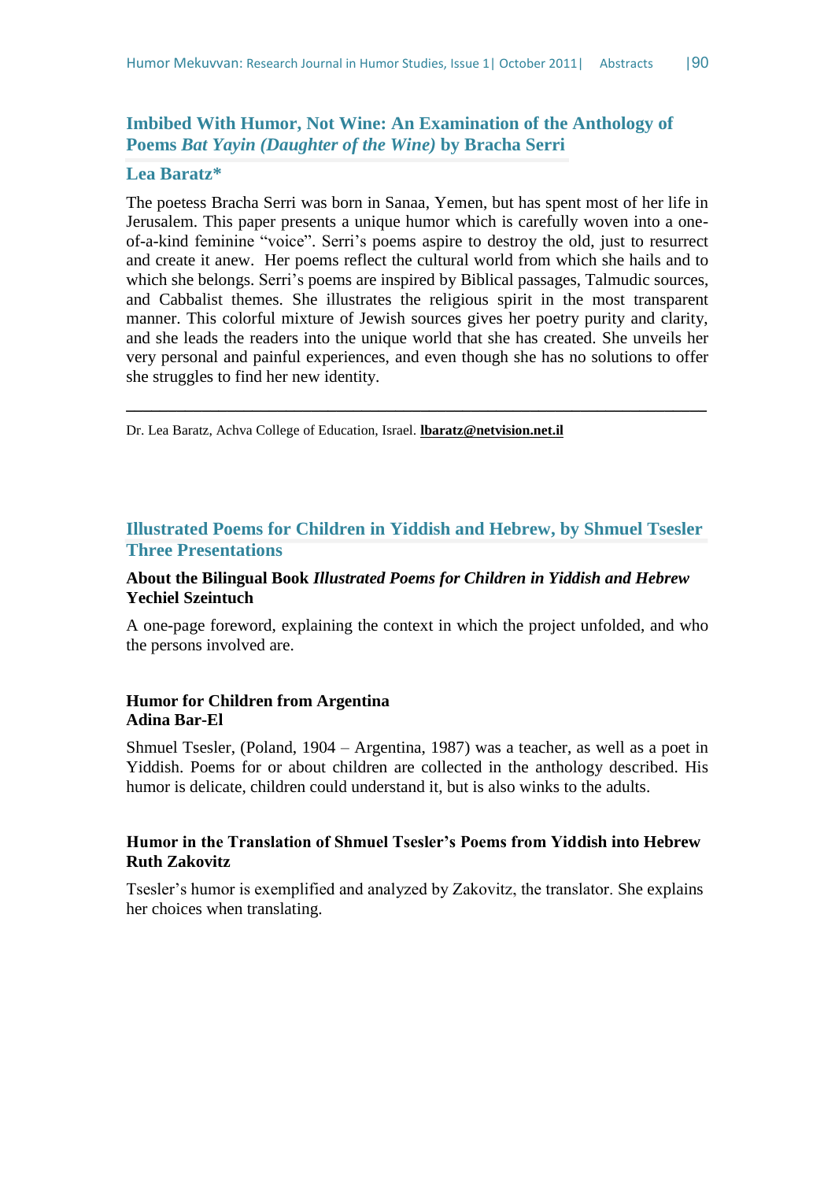## Imbibed With Humor, Not Wine: An Examination of the Anthology of Poems *Bat Yayin (Daughter of the Wine)* by Bracha Serri

### Lea Baratz*

The poetess Bracha Serri was born in Sanaa, Yemen, but has spent most of her life in Jerusalem. This paper presents a unique humor which is carefully woven into a one-of-a-kind feminine "voice". Serri's poems aspire to destroy the old, just to resurrect and create it anew. Her poems reflect the cultural world from which she hails and to which she belongs. Serri's poems are inspired by Biblical passages, Talmudic sources, and Cabbalist themes. She illustrates the religious spirit in the most transparent manner. This colorful mixture of Jewish sources gives her poetry purity and clarity, and she leads the readers into the unique world that she has created. She unveils her very personal and painful experiences, and even though she has no solutions to offer she struggles to find her new identity.

---

Dr. Lea Baratz, Achva College of Education, Israel. **lbaratz@netvision.net.il**

## Illustrated Poems for Children in Yiddish and Hebrew, by Shmuel Tsesler Three Presentations

**About the Bilingual Book *Illustrated Poems for Children in Yiddish and Hebrew***
**Yechiel Szeintuch**

A one-page foreword, explaining the context in which the project unfolded, and who the persons involved are.

**Humor for Children from Argentina**
**Adina Bar-El**

Shmuel Tsesler, (Poland, 1904 – Argentina, 1987) was a teacher, as well as a poet in Yiddish. Poems for or about children are collected in the anthology described. His humor is delicate, children could understand it, but is also winks to the adults.

**Humor in the Translation of Shmuel Tsesler's Poems from Yiddish into Hebrew**
**Ruth Zakovitz**

Tsesler's humor is exemplified and analyzed by Zakovitz, the translator. She explains her choices when translating.